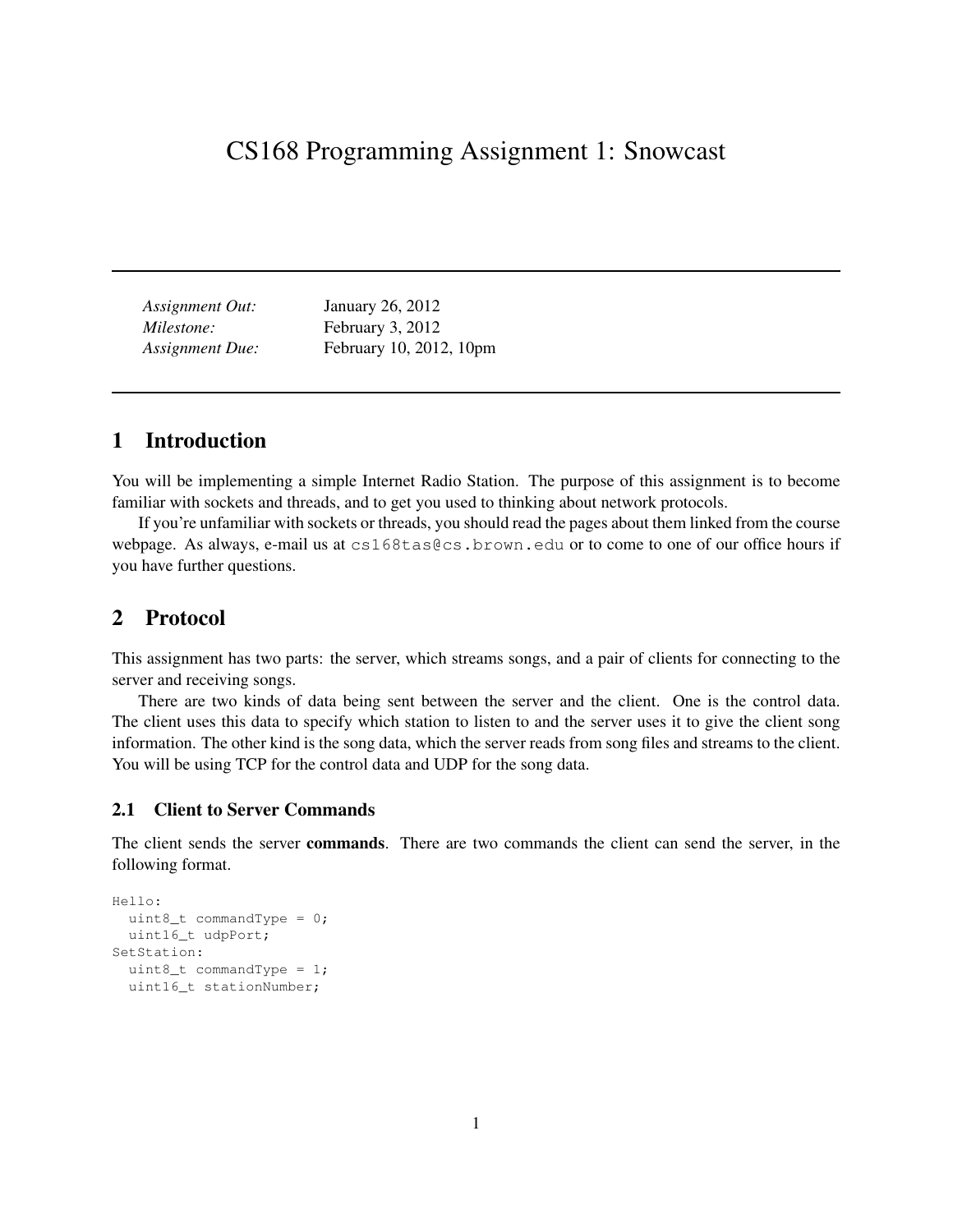# CS168 Programming Assignment 1: Snowcast

| | |
|---|---|
| *Assignment Out:* | January 26, 2012 |
| *Milestone:* | February 3, 2012 |
| *Assignment Due:* | February 10, 2012, 10pm |

## 1 Introduction

You will be implementing a simple Internet Radio Station. The purpose of this assignment is to become familiar with sockets and threads, and to get you used to thinking about network protocols.

If you're unfamiliar with sockets or threads, you should read the pages about them linked from the course webpage. As always, e-mail us at `cs168tas@cs.brown.edu` or to come to one of our office hours if you have further questions.

## 2 Protocol

This assignment has two parts: the server, which streams songs, and a pair of clients for connecting to the server and receiving songs.

There are two kinds of data being sent between the server and the client. One is the control data. The client uses this data to specify which station to listen to and the server uses it to give the client song information. The other kind is the song data, which the server reads from song files and streams to the client. You will be using TCP for the control data and UDP for the song data.

### 2.1 Client to Server Commands

The client sends the server **commands**. There are two commands the client can send the server, in the following format.

```
Hello:
  uint8_t commandType = 0;
  uint16_t udpPort;
SetStation:
  uint8_t commandType = 1;
  uint16_t stationNumber;
```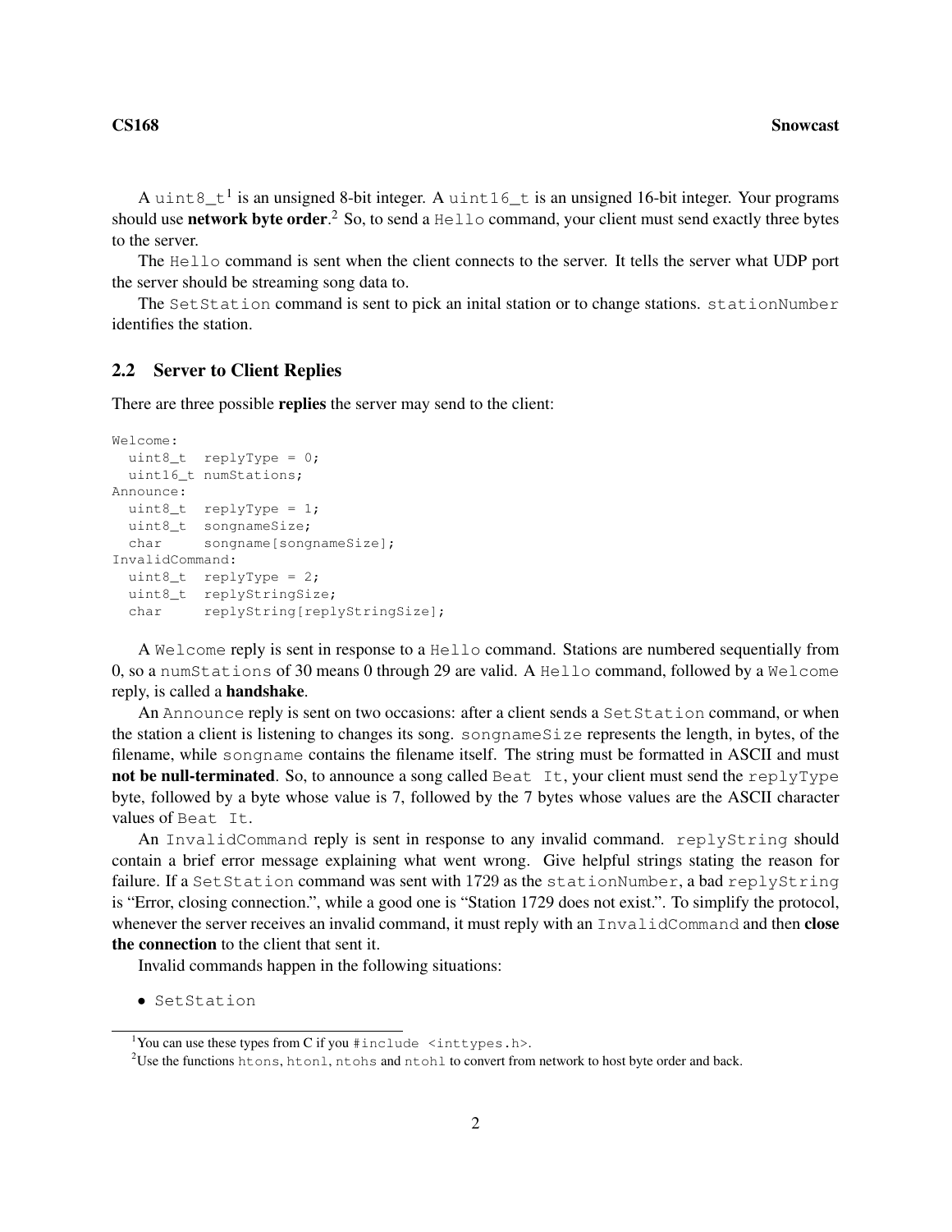A `uint8_t`[1] is an unsigned 8-bit integer. A `uint16_t` is an unsigned 16-bit integer. Your programs should use **network byte order**.[2] So, to send a `Hello` command, your client must send exactly three bytes to the server.

The `Hello` command is sent when the client connects to the server. It tells the server what UDP port the server should be streaming song data to.

The `SetStation` command is sent to pick an inital station or to change stations. `stationNumber` identifies the station.

### 2.2 Server to Client Replies

There are three possible **replies** the server may send to the client:

```
Welcome:
  uint8_t  replyType = 0;
  uint16_t numStations;
Announce:
  uint8_t  replyType = 1;
  uint8_t  songnameSize;
  char     songname[songnameSize];
InvalidCommand:
  uint8_t  replyType = 2;
  uint8_t  replyStringSize;
  char     replyString[replyStringSize];
```

A `Welcome` reply is sent in response to a `Hello` command. Stations are numbered sequentially from 0, so a `numStations` of 30 means 0 through 29 are valid. A `Hello` command, followed by a `Welcome` reply, is called a **handshake**.

An `Announce` reply is sent on two occasions: after a client sends a `SetStation` command, or when the station a client is listening to changes its song. `songnameSize` represents the length, in bytes, of the filename, while `songname` contains the filename itself. The string must be formatted in ASCII and must **not be null-terminated**. So, to announce a song called `Beat It`, your client must send the `replyType` byte, followed by a byte whose value is 7, followed by the 7 bytes whose values are the ASCII character values of `Beat It`.

An `InvalidCommand` reply is sent in response to any invalid command. `replyString` should contain a brief error message explaining what went wrong. Give helpful strings stating the reason for failure. If a `SetStation` command was sent with 1729 as the `stationNumber`, a bad `replyString` is "Error, closing connection.", while a good one is "Station 1729 does not exist.". To simplify the protocol, whenever the server receives an invalid command, it must reply with an `InvalidCommand` and then **close the connection** to the client that sent it.

Invalid commands happen in the following situations:

- `SetStation`

---

[1] You can use these types from C if you `#include <inttypes.h>`.

[2] Use the functions `htons`, `htonl`, `ntohs` and `ntohl` to convert from network to host byte order and back.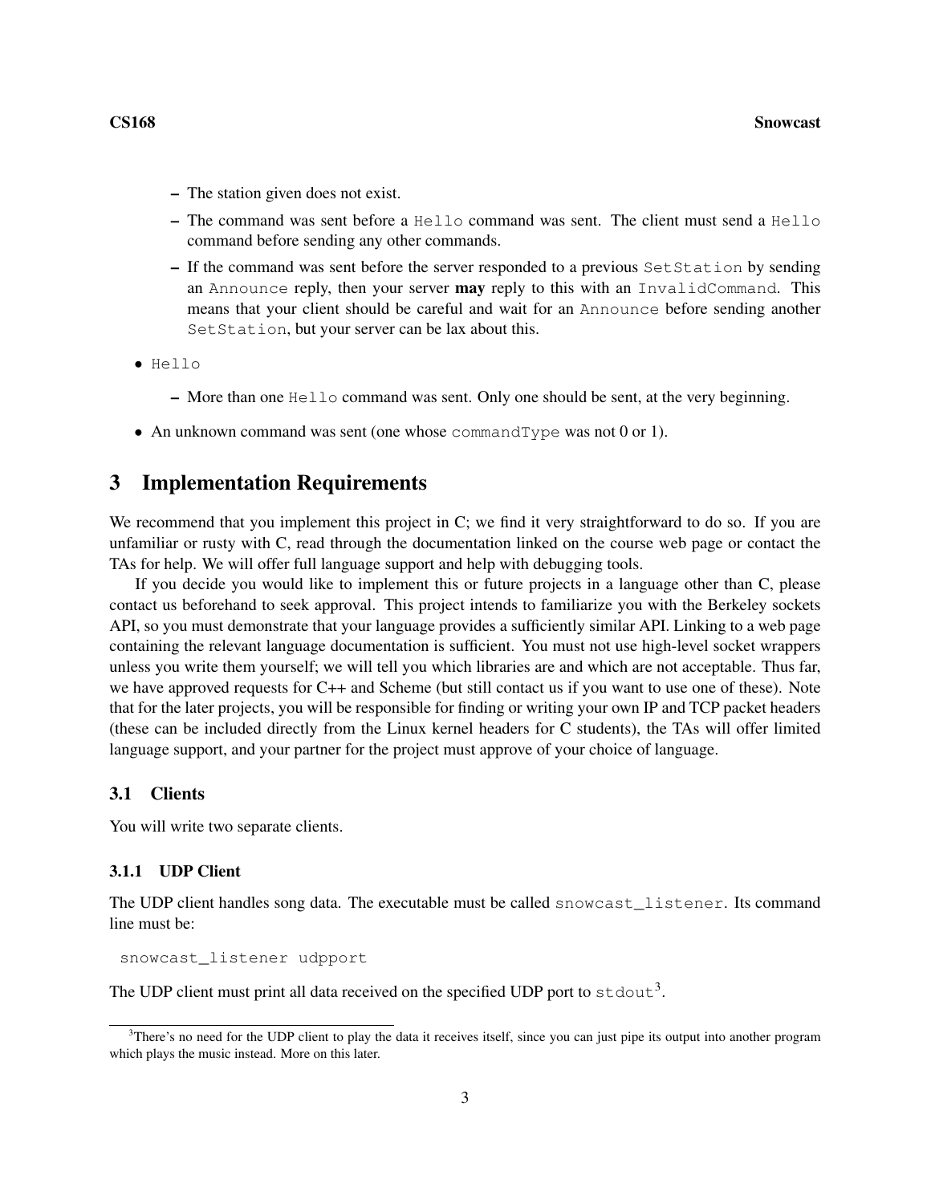- The station given does not exist.
  - The command was sent before a `Hello` command was sent. The client must send a `Hello` command before sending any other commands.
  - If the command was sent before the server responded to a previous `SetStation` by sending an `Announce` reply, then your server **may** reply to this with an `InvalidCommand`. This means that your client should be careful and wait for an `Announce` before sending another `SetStation`, but your server can be lax about this.

- `Hello`
  - More than one `Hello` command was sent. Only one should be sent, at the very beginning.

- An unknown command was sent (one whose `commandType` was not 0 or 1).

## 3 Implementation Requirements

We recommend that you implement this project in C; we find it very straightforward to do so. If you are unfamiliar or rusty with C, read through the documentation linked on the course web page or contact the TAs for help. We will offer full language support and help with debugging tools.

If you decide you would like to implement this or future projects in a language other than C, please contact us beforehand to seek approval. This project intends to familiarize you with the Berkeley sockets API, so you must demonstrate that your language provides a sufficiently similar API. Linking to a web page containing the relevant language documentation is sufficient. You must not use high-level socket wrappers unless you write them yourself; we will tell you which libraries are and which are not acceptable. Thus far, we have approved requests for C++ and Scheme (but still contact us if you want to use one of these). Note that for the later projects, you will be responsible for finding or writing your own IP and TCP packet headers (these can be included directly from the Linux kernel headers for C students), the TAs will offer limited language support, and your partner for the project must approve of your choice of language.

### 3.1 Clients

You will write two separate clients.

#### 3.1.1 UDP Client

The UDP client handles song data. The executable must be called `snowcast_listener`. Its command line must be:

```
snowcast_listener udpport
```

The UDP client must print all data received on the specified UDP port to `stdout`[3].

[3] There's no need for the UDP client to play the data it receives itself, since you can just pipe its output into another program which plays the music instead. More on this later.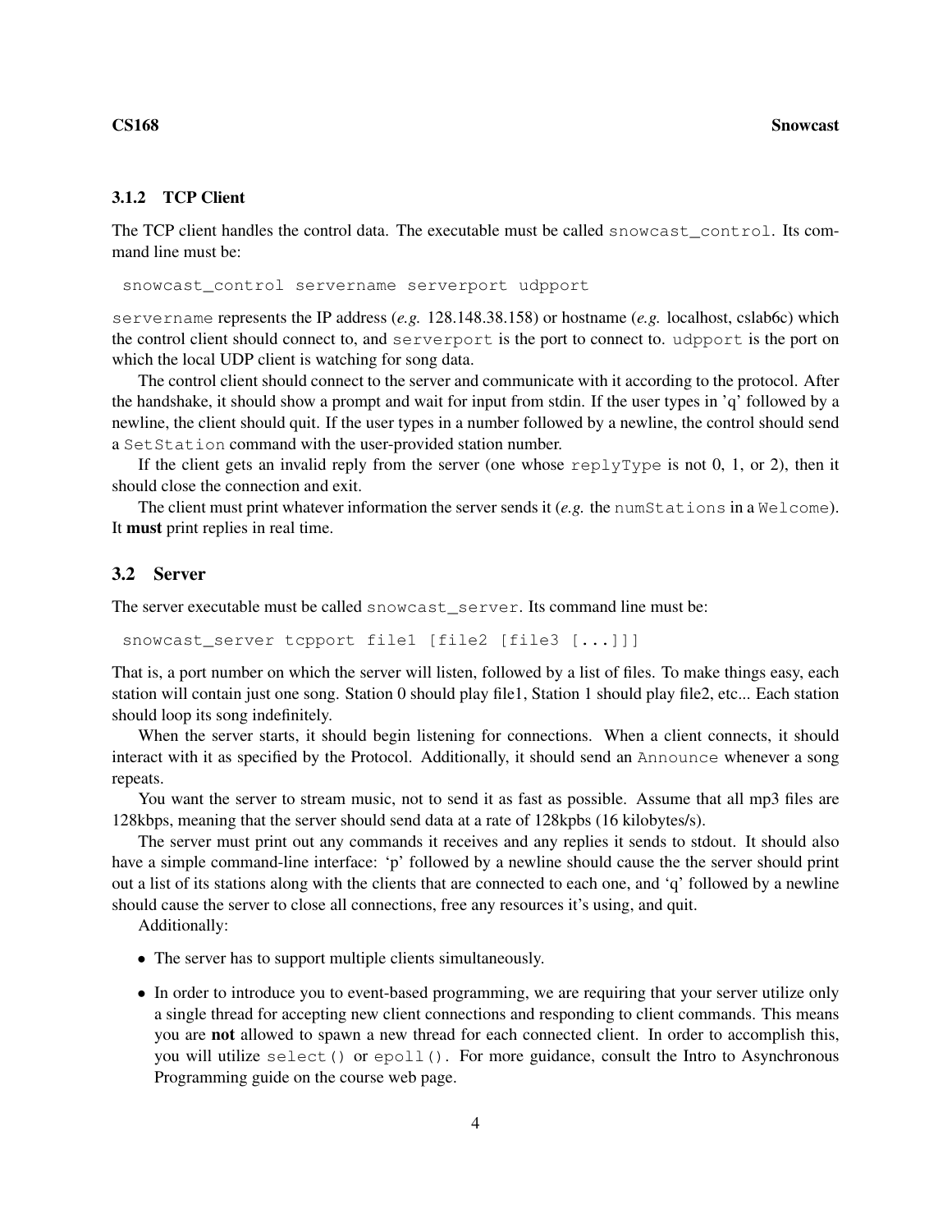### 3.1.2 TCP Client

The TCP client handles the control data. The executable must be called `snowcast_control`. Its command line must be:

```
snowcast_control servername serverport udpport
```

`servername` represents the IP address (*e.g.* 128.148.38.158) or hostname (*e.g.* localhost, cslab6c) which the control client should connect to, and `serverport` is the port to connect to. `udpport` is the port on which the local UDP client is watching for song data.

The control client should connect to the server and communicate with it according to the protocol. After the handshake, it should show a prompt and wait for input from stdin. If the user types in 'q' followed by a newline, the client should quit. If the user types in a number followed by a newline, the control should send a `SetStation` command with the user-provided station number.

If the client gets an invalid reply from the server (one whose `replyType` is not 0, 1, or 2), then it should close the connection and exit.

The client must print whatever information the server sends it (*e.g.* the `numStations` in a `Welcome`). It **must** print replies in real time.

## 3.2 Server

The server executable must be called `snowcast_server`. Its command line must be:

```
snowcast_server tcpport file1 [file2 [file3 [...]]]
```

That is, a port number on which the server will listen, followed by a list of files. To make things easy, each station will contain just one song. Station 0 should play file1, Station 1 should play file2, etc... Each station should loop its song indefinitely.

When the server starts, it should begin listening for connections. When a client connects, it should interact with it as specified by the Protocol. Additionally, it should send an `Announce` whenever a song repeats.

You want the server to stream music, not to send it as fast as possible. Assume that all mp3 files are 128kbps, meaning that the server should send data at a rate of 128kpbs (16 kilobytes/s).

The server must print out any commands it receives and any replies it sends to stdout. It should also have a simple command-line interface: 'p' followed by a newline should cause the the server should print out a list of its stations along with the clients that are connected to each one, and 'q' followed by a newline should cause the server to close all connections, free any resources it's using, and quit.

Additionally:

- The server has to support multiple clients simultaneously.
- In order to introduce you to event-based programming, we are requiring that your server utilize only a single thread for accepting new client connections and responding to client commands. This means you are **not** allowed to spawn a new thread for each connected client. In order to accomplish this, you will utilize `select()` or `epoll()`. For more guidance, consult the Intro to Asynchronous Programming guide on the course web page.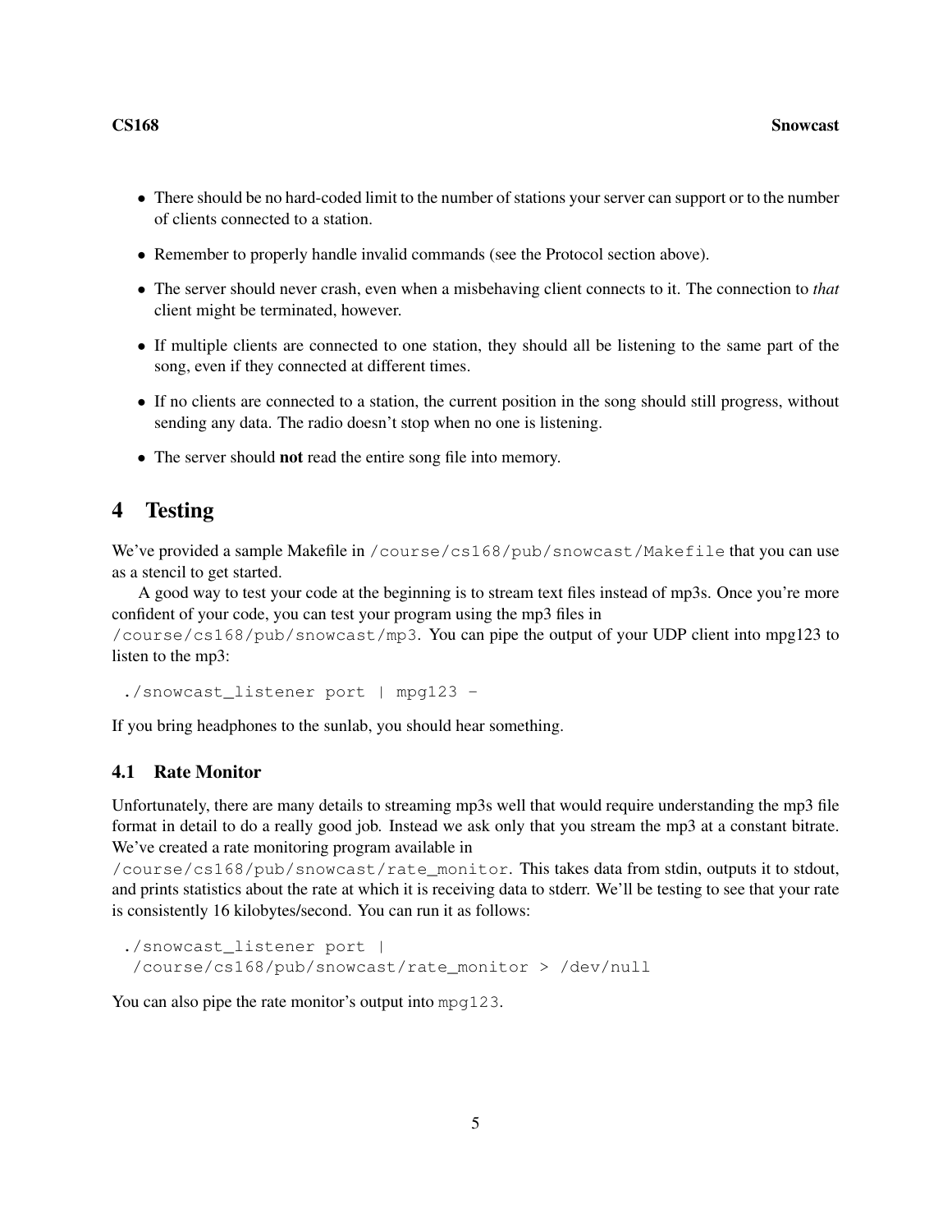- There should be no hard-coded limit to the number of stations your server can support or to the number of clients connected to a station.
- Remember to properly handle invalid commands (see the Protocol section above).
- The server should never crash, even when a misbehaving client connects to it. The connection to *that* client might be terminated, however.
- If multiple clients are connected to one station, they should all be listening to the same part of the song, even if they connected at different times.
- If no clients are connected to a station, the current position in the song should still progress, without sending any data. The radio doesn't stop when no one is listening.
- The server should **not** read the entire song file into memory.

# 4 Testing

We've provided a sample Makefile in `/course/cs168/pub/snowcast/Makefile` that you can use as a stencil to get started.

A good way to test your code at the beginning is to stream text files instead of mp3s. Once you're more confident of your code, you can test your program using the mp3 files in `/course/cs168/pub/snowcast/mp3`. You can pipe the output of your UDP client into mpg123 to listen to the mp3:

```
./snowcast_listener port | mpg123 -
```

If you bring headphones to the sunlab, you should hear something.

## 4.1 Rate Monitor

Unfortunately, there are many details to streaming mp3s well that would require understanding the mp3 file format in detail to do a really good job. Instead we ask only that you stream the mp3 at a constant bitrate. We've created a rate monitoring program available in `/course/cs168/pub/snowcast/rate_monitor`. This takes data from stdin, outputs it to stdout, and prints statistics about the rate at which it is receiving data to stderr. We'll be testing to see that your rate is consistently 16 kilobytes/second. You can run it as follows:

```
./snowcast_listener port |
 /course/cs168/pub/snowcast/rate_monitor > /dev/null
```

You can also pipe the rate monitor's output into `mpg123`.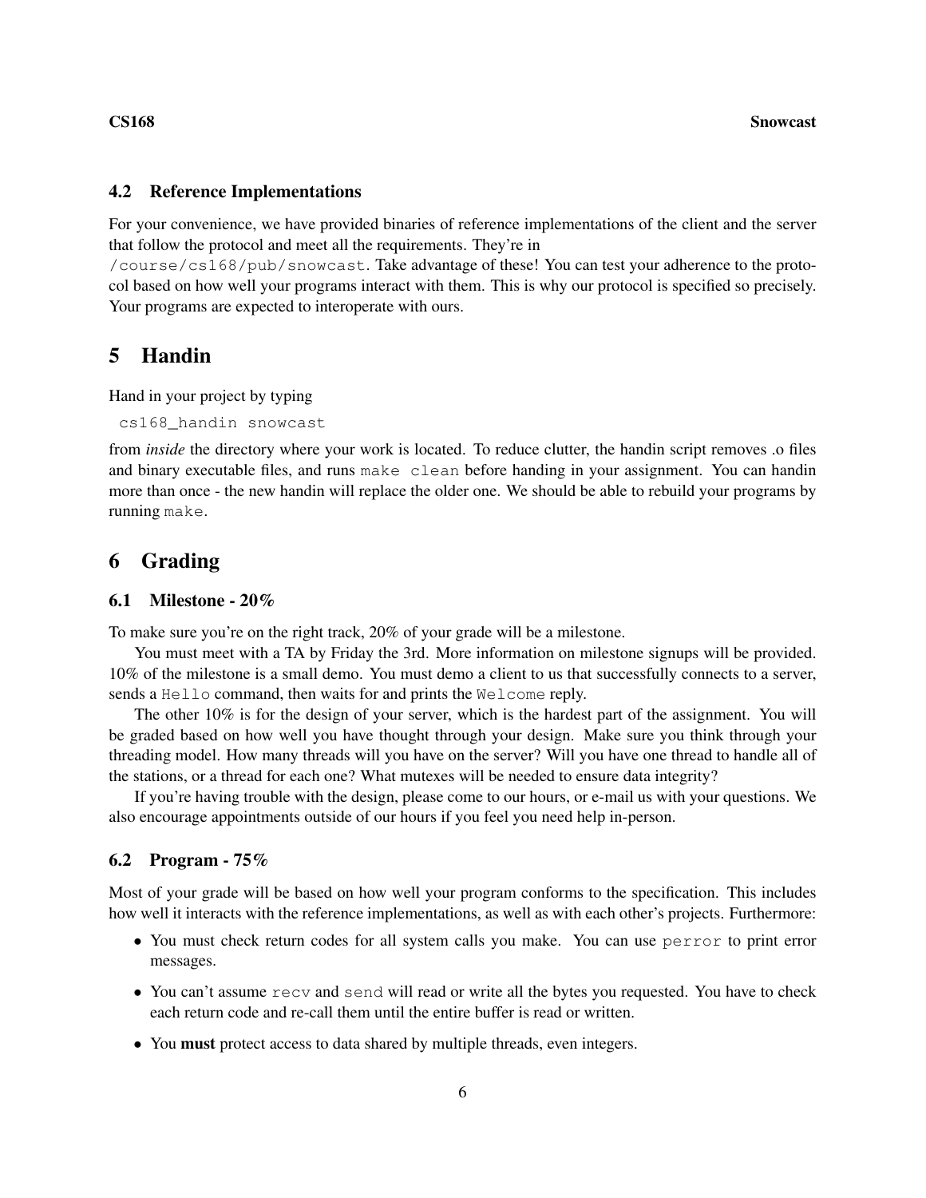### 4.2 Reference Implementations

For your convenience, we have provided binaries of reference implementations of the client and the server that follow the protocol and meet all the requirements. They're in `/course/cs168/pub/snowcast`. Take advantage of these! You can test your adherence to the protocol based on how well your programs interact with them. This is why our protocol is specified so precisely. Your programs are expected to interoperate with ours.

## 5 Handin

Hand in your project by typing

```
cs168_handin snowcast
```

from *inside* the directory where your work is located. To reduce clutter, the handin script removes .o files and binary executable files, and runs `make clean` before handing in your assignment. You can handin more than once - the new handin will replace the older one. We should be able to rebuild your programs by running `make`.

## 6 Grading

### 6.1 Milestone - 20%

To make sure you're on the right track, 20% of your grade will be a milestone.

You must meet with a TA by Friday the 3rd. More information on milestone signups will be provided. 10% of the milestone is a small demo. You must demo a client to us that successfully connects to a server, sends a `Hello` command, then waits for and prints the `Welcome` reply.

The other 10% is for the design of your server, which is the hardest part of the assignment. You will be graded based on how well you have thought through your design. Make sure you think through your threading model. How many threads will you have on the server? Will you have one thread to handle all of the stations, or a thread for each one? What mutexes will be needed to ensure data integrity?

If you're having trouble with the design, please come to our hours, or e-mail us with your questions. We also encourage appointments outside of our hours if you feel you need help in-person.

### 6.2 Program - 75%

Most of your grade will be based on how well your program conforms to the specification. This includes how well it interacts with the reference implementations, as well as with each other's projects. Furthermore:

- You must check return codes for all system calls you make. You can use `perror` to print error messages.
- You can't assume `recv` and `send` will read or write all the bytes you requested. You have to check each return code and re-call them until the entire buffer is read or written.
- You **must** protect access to data shared by multiple threads, even integers.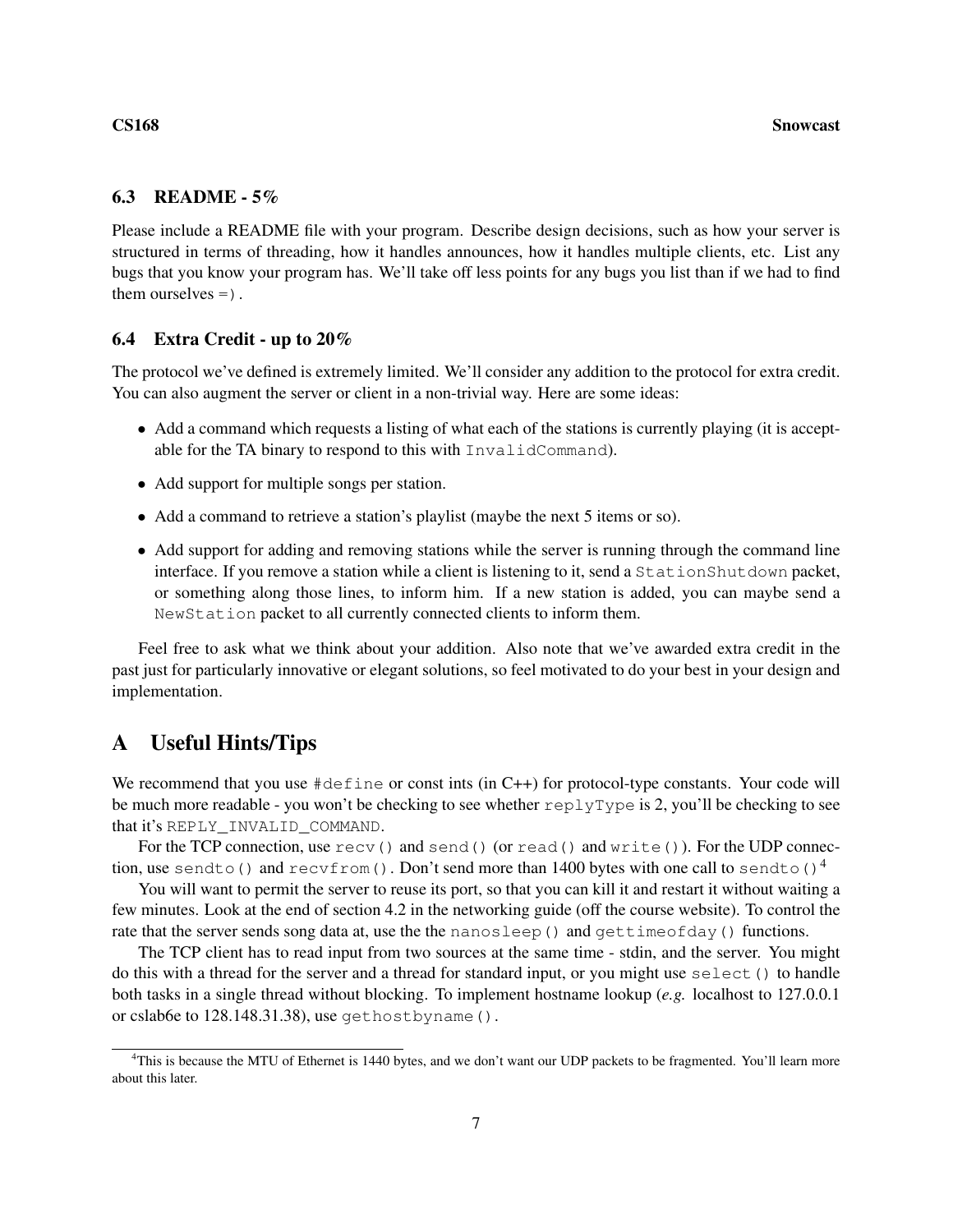### 6.3 README - 5%

Please include a README file with your program. Describe design decisions, such as how your server is structured in terms of threading, how it handles announces, how it handles multiple clients, etc. List any bugs that you know your program has. We'll take off less points for any bugs you list than if we had to find them ourselves `=)`.

### 6.4 Extra Credit - up to 20%

The protocol we've defined is extremely limited. We'll consider any addition to the protocol for extra credit. You can also augment the server or client in a non-trivial way. Here are some ideas:

- Add a command which requests a listing of what each of the stations is currently playing (it is acceptable for the TA binary to respond to this with `InvalidCommand`).
- Add support for multiple songs per station.
- Add a command to retrieve a station's playlist (maybe the next 5 items or so).
- Add support for adding and removing stations while the server is running through the command line interface. If you remove a station while a client is listening to it, send a `StationShutdown` packet, or something along those lines, to inform him. If a new station is added, you can maybe send a `NewStation` packet to all currently connected clients to inform them.

Feel free to ask what we think about your addition. Also note that we've awarded extra credit in the past just for particularly innovative or elegant solutions, so feel motivated to do your best in your design and implementation.

## A Useful Hints/Tips

We recommend that you use `#define` or const ints (in C++) for protocol-type constants. Your code will be much more readable - you won't be checking to see whether `replyType` is 2, you'll be checking to see that it's `REPLY_INVALID_COMMAND`.

For the TCP connection, use `recv()` and `send()` (or `read()` and `write()`). For the UDP connection, use `sendto()` and `recvfrom()`. Don't send more than 1400 bytes with one call to `sendto()`[4]

You will want to permit the server to reuse its port, so that you can kill it and restart it without waiting a few minutes. Look at the end of section 4.2 in the networking guide (off the course website). To control the rate that the server sends song data at, use the the `nanosleep()` and `gettimeofday()` functions.

The TCP client has to read input from two sources at the same time - stdin, and the server. You might do this with a thread for the server and a thread for standard input, or you might use `select()` to handle both tasks in a single thread without blocking. To implement hostname lookup (*e.g.* localhost to 127.0.0.1 or cslab6e to 128.148.31.38), use `gethostbyname()`.

[4]This is because the MTU of Ethernet is 1440 bytes, and we don't want our UDP packets to be fragmented. You'll learn more about this later.